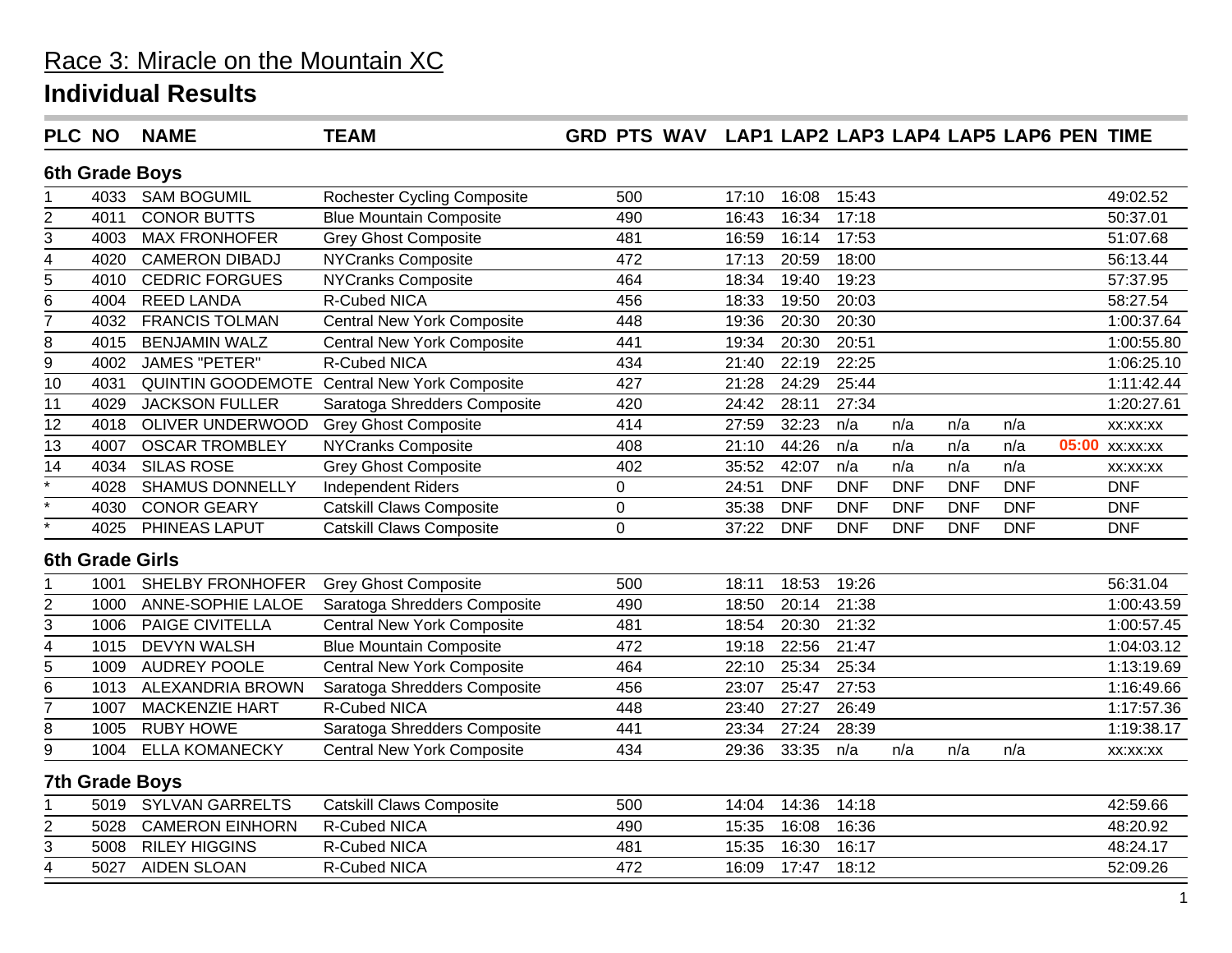# Race 3: Miracle on the Mountain XC

## Individual Results

| PLC | NO | NAME | TEAM | GRD | PTS | WAV | LAP1 | LAP2 | LAP3 | LAP4 | LAP5 | LAP6 | PEN | TIME |
|---|---|---|---|---|---|---|---|---|---|---|---|---|---|---|
| **6th Grade Boys** | | | | | | | | | | | | | | |
| 1 | 4033 | SAM BOGUMIL | Rochester Cycling Composite | | 500 | | 17:10 | 16:08 | 15:43 | | | | | 49:02.52 |
| 2 | 4011 | CONOR BUTTS | Blue Mountain Composite | | 490 | | 16:43 | 16:34 | 17:18 | | | | | 50:37.01 |
| 3 | 4003 | MAX FRONHOFER | Grey Ghost Composite | | 481 | | 16:59 | 16:14 | 17:53 | | | | | 51:07.68 |
| 4 | 4020 | CAMERON DIBADJ | NYCranks Composite | | 472 | | 17:13 | 20:59 | 18:00 | | | | | 56:13.44 |
| 5 | 4010 | CEDRIC FORGUES | NYCranks Composite | | 464 | | 18:34 | 19:40 | 19:23 | | | | | 57:37.95 |
| 6 | 4004 | REED LANDA | R-Cubed NICA | | 456 | | 18:33 | 19:50 | 20:03 | | | | | 58:27.54 |
| 7 | 4032 | FRANCIS TOLMAN | Central New York Composite | | 448 | | 19:36 | 20:30 | 20:30 | | | | | 1:00:37.64 |
| 8 | 4015 | BENJAMIN WALZ | Central New York Composite | | 441 | | 19:34 | 20:30 | 20:51 | | | | | 1:00:55.80 |
| 9 | 4002 | JAMES "PETER" | R-Cubed NICA | | 434 | | 21:40 | 22:19 | 22:25 | | | | | 1:06:25.10 |
| 10 | 4031 | QUINTIN GOODEMOTE | Central New York Composite | | 427 | | 21:28 | 24:29 | 25:44 | | | | | 1:11:42.44 |
| 11 | 4029 | JACKSON FULLER | Saratoga Shredders Composite | | 420 | | 24:42 | 28:11 | 27:34 | | | | | 1:20:27.61 |
| 12 | 4018 | OLIVER UNDERWOOD | Grey Ghost Composite | | 414 | | 27:59 | 32:23 | n/a | n/a | n/a | n/a | | xx:xx:xx |
| 13 | 4007 | OSCAR TROMBLEY | NYCranks Composite | | 408 | | 21:10 | 44:26 | n/a | n/a | n/a | n/a | 05:00 | xx:xx:xx |
| 14 | 4034 | SILAS ROSE | Grey Ghost Composite | | 402 | | 35:52 | 42:07 | n/a | n/a | n/a | n/a | | xx:xx:xx |
| * | 4028 | SHAMUS DONNELLY | Independent Riders | | 0 | | 24:51 | DNF | DNF | DNF | DNF | DNF | | DNF |
| * | 4030 | CONOR GEARY | Catskill Claws Composite | | 0 | | 35:38 | DNF | DNF | DNF | DNF | DNF | | DNF |
| * | 4025 | PHINEAS LAPUT | Catskill Claws Composite | | 0 | | 37:22 | DNF | DNF | DNF | DNF | DNF | | DNF |
| **6th Grade Girls** | | | | | | | | | | | | | | |
| 1 | 1001 | SHELBY FRONHOFER | Grey Ghost Composite | | 500 | | 18:11 | 18:53 | 19:26 | | | | | 56:31.04 |
| 2 | 1000 | ANNE-SOPHIE LALOE | Saratoga Shredders Composite | | 490 | | 18:50 | 20:14 | 21:38 | | | | | 1:00:43.59 |
| 3 | 1006 | PAIGE CIVITELLA | Central New York Composite | | 481 | | 18:54 | 20:30 | 21:32 | | | | | 1:00:57.45 |
| 4 | 1015 | DEVYN WALSH | Blue Mountain Composite | | 472 | | 19:18 | 22:56 | 21:47 | | | | | 1:04:03.12 |
| 5 | 1009 | AUDREY POOLE | Central New York Composite | | 464 | | 22:10 | 25:34 | 25:34 | | | | | 1:13:19.69 |
| 6 | 1013 | ALEXANDRIA BROWN | Saratoga Shredders Composite | | 456 | | 23:07 | 25:47 | 27:53 | | | | | 1:16:49.66 |
| 7 | 1007 | MACKENZIE HART | R-Cubed NICA | | 448 | | 23:40 | 27:27 | 26:49 | | | | | 1:17:57.36 |
| 8 | 1005 | RUBY HOWE | Saratoga Shredders Composite | | 441 | | 23:34 | 27:24 | 28:39 | | | | | 1:19:38.17 |
| 9 | 1004 | ELLA KOMANECKY | Central New York Composite | | 434 | | 29:36 | 33:35 | n/a | n/a | n/a | n/a | | xx:xx:xx |
| **7th Grade Boys** | | | | | | | | | | | | | | |
| 1 | 5019 | SYLVAN GARRELTS | Catskill Claws Composite | | 500 | | 14:04 | 14:36 | 14:18 | | | | | 42:59.66 |
| 2 | 5028 | CAMERON EINHORN | R-Cubed NICA | | 490 | | 15:35 | 16:08 | 16:36 | | | | | 48:20.92 |
| 3 | 5008 | RILEY HIGGINS | R-Cubed NICA | | 481 | | 15:35 | 16:30 | 16:17 | | | | | 48:24.17 |
| 4 | 5027 | AIDEN SLOAN | R-Cubed NICA | | 472 | | 16:09 | 17:47 | 18:12 | | | | | 52:09.26 |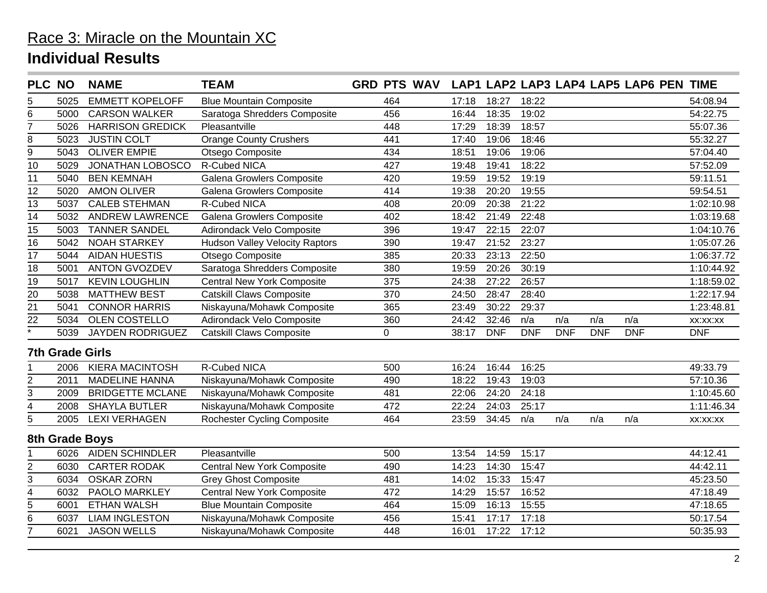# Race 3: Miracle on the Mountain XC

## Individual Results

| PLC | NO | NAME | TEAM | GRD | PTS | WAV | LAP1 | LAP2 | LAP3 | LAP4 | LAP5 | LAP6 | PEN | TIME |
|---|---|---|---|---|---|---|---|---|---|---|---|---|---|---|
| 5 | 5025 | EMMETT KOPELOFF | Blue Mountain Composite | | 464 | | 17:18 | 18:27 | 18:22 | | | | | 54:08.94 |
| 6 | 5000 | CARSON WALKER | Saratoga Shredders Composite | | 456 | | 16:44 | 18:35 | 19:02 | | | | | 54:22.75 |
| 7 | 5026 | HARRISON GREDICK | Pleasantville | | 448 | | 17:29 | 18:39 | 18:57 | | | | | 55:07.36 |
| 8 | 5023 | JUSTIN COLT | Orange County Crushers | | 441 | | 17:40 | 19:06 | 18:46 | | | | | 55:32.27 |
| 9 | 5043 | OLIVER EMPIE | Otsego Composite | | 434 | | 18:51 | 19:06 | 19:06 | | | | | 57:04.40 |
| 10 | 5029 | JONATHAN LOBOSCO | R-Cubed NICA | | 427 | | 19:48 | 19:41 | 18:22 | | | | | 57:52.09 |
| 11 | 5040 | BEN KEMNAH | Galena Growlers Composite | | 420 | | 19:59 | 19:52 | 19:19 | | | | | 59:11.51 |
| 12 | 5020 | AMON OLIVER | Galena Growlers Composite | | 414 | | 19:38 | 20:20 | 19:55 | | | | | 59:54.51 |
| 13 | 5037 | CALEB STEHMAN | R-Cubed NICA | | 408 | | 20:09 | 20:38 | 21:22 | | | | | 1:02:10.98 |
| 14 | 5032 | ANDREW LAWRENCE | Galena Growlers Composite | | 402 | | 18:42 | 21:49 | 22:48 | | | | | 1:03:19.68 |
| 15 | 5003 | TANNER SANDEL | Adirondack Velo Composite | | 396 | | 19:47 | 22:15 | 22:07 | | | | | 1:04:10.76 |
| 16 | 5042 | NOAH STARKEY | Hudson Valley Velocity Raptors | | 390 | | 19:47 | 21:52 | 23:27 | | | | | 1:05:07.26 |
| 17 | 5044 | AIDAN HUESTIS | Otsego Composite | | 385 | | 20:33 | 23:13 | 22:50 | | | | | 1:06:37.72 |
| 18 | 5001 | ANTON GVOZDEV | Saratoga Shredders Composite | | 380 | | 19:59 | 20:26 | 30:19 | | | | | 1:10:44.92 |
| 19 | 5017 | KEVIN LOUGHLIN | Central New York Composite | | 375 | | 24:38 | 27:22 | 26:57 | | | | | 1:18:59.02 |
| 20 | 5038 | MATTHEW BEST | Catskill Claws Composite | | 370 | | 24:50 | 28:47 | 28:40 | | | | | 1:22:17.94 |
| 21 | 5041 | CONNOR HARRIS | Niskayuna/Mohawk Composite | | 365 | | 23:49 | 30:22 | 29:37 | | | | | 1:23:48.81 |
| 22 | 5034 | OLEN COSTELLO | Adirondack Velo Composite | | 360 | | 24:42 | 32:46 | n/a | n/a | n/a | n/a | | xx:xx:xx |
| * | 5039 | JAYDEN RODRIGUEZ | Catskill Claws Composite | | 0 | | 38:17 | DNF | DNF | DNF | DNF | DNF | | DNF |

### 7th Grade Girls

| PLC | NO | NAME | TEAM | GRD | PTS | WAV | LAP1 | LAP2 | LAP3 | LAP4 | LAP5 | LAP6 | PEN | TIME |
|---|---|---|---|---|---|---|---|---|---|---|---|---|---|---|
| 1 | 2006 | KIERA MACINTOSH | R-Cubed NICA | | 500 | | 16:24 | 16:44 | 16:25 | | | | | 49:33.79 |
| 2 | 2011 | MADELINE HANNA | Niskayuna/Mohawk Composite | | 490 | | 18:22 | 19:43 | 19:03 | | | | | 57:10.36 |
| 3 | 2009 | BRIDGETTE MCLANE | Niskayuna/Mohawk Composite | | 481 | | 22:06 | 24:20 | 24:18 | | | | | 1:10:45.60 |
| 4 | 2008 | SHAYLA BUTLER | Niskayuna/Mohawk Composite | | 472 | | 22:24 | 24:03 | 25:17 | | | | | 1:11:46.34 |
| 5 | 2005 | LEXI VERHAGEN | Rochester Cycling Composite | | 464 | | 23:59 | 34:45 | n/a | n/a | n/a | n/a | | xx:xx:xx |

### 8th Grade Boys

| PLC | NO | NAME | TEAM | GRD | PTS | WAV | LAP1 | LAP2 | LAP3 | LAP4 | LAP5 | LAP6 | PEN | TIME |
|---|---|---|---|---|---|---|---|---|---|---|---|---|---|---|
| 1 | 6026 | AIDEN SCHINDLER | Pleasantville | | 500 | | 13:54 | 14:59 | 15:17 | | | | | 44:12.41 |
| 2 | 6030 | CARTER RODAK | Central New York Composite | | 490 | | 14:23 | 14:30 | 15:47 | | | | | 44:42.11 |
| 3 | 6034 | OSKAR ZORN | Grey Ghost Composite | | 481 | | 14:02 | 15:33 | 15:47 | | | | | 45:23.50 |
| 4 | 6032 | PAOLO MARKLEY | Central New York Composite | | 472 | | 14:29 | 15:57 | 16:52 | | | | | 47:18.49 |
| 5 | 6001 | ETHAN WALSH | Blue Mountain Composite | | 464 | | 15:09 | 16:13 | 15:55 | | | | | 47:18.65 |
| 6 | 6037 | LIAM INGLESTON | Niskayuna/Mohawk Composite | | 456 | | 15:41 | 17:17 | 17:18 | | | | | 50:17.54 |
| 7 | 6021 | JASON WELLS | Niskayuna/Mohawk Composite | | 448 | | 16:01 | 17:22 | 17:12 | | | | | 50:35.93 |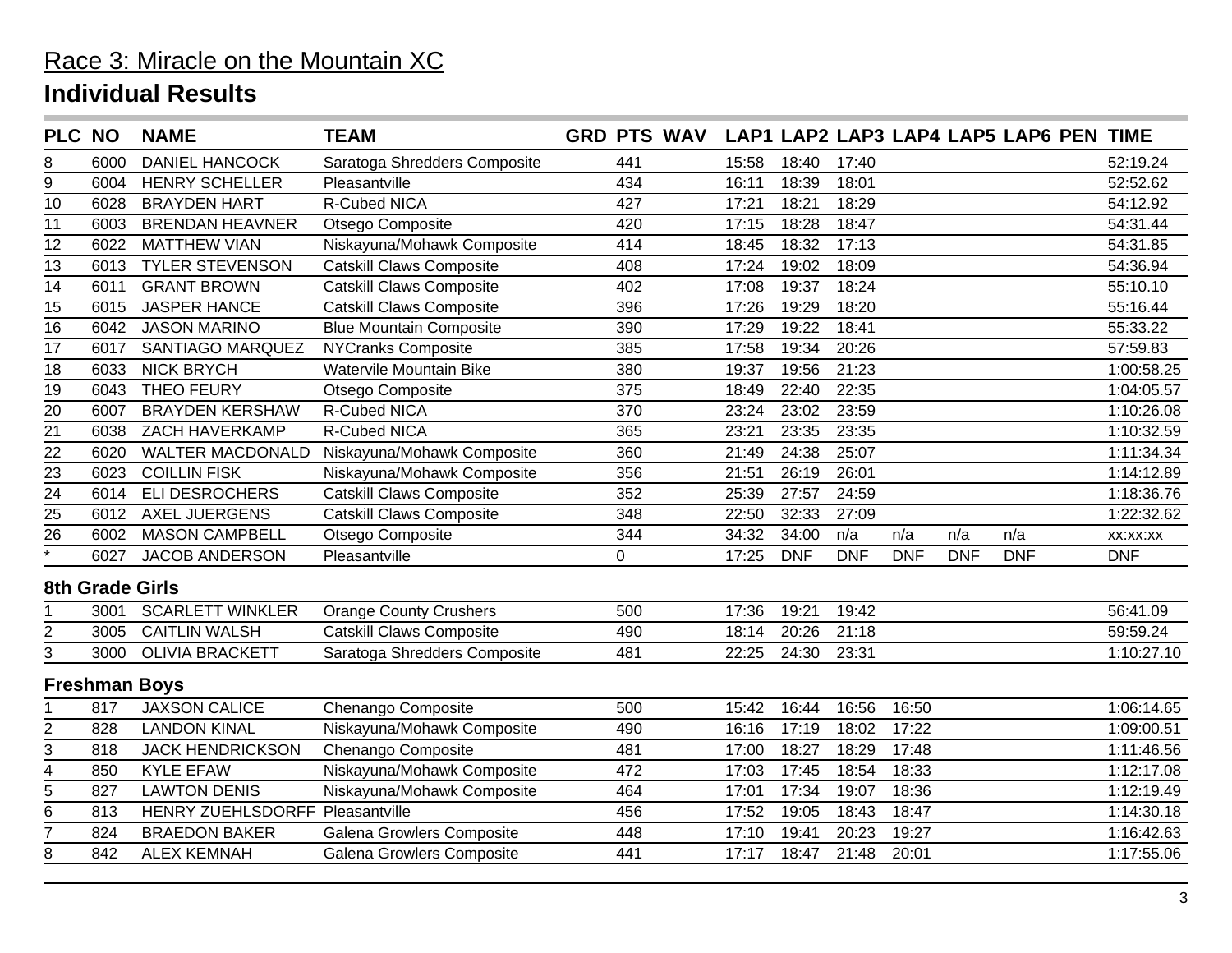# Race 3: Miracle on the Mountain XC

## Individual Results

| PLC | NO | NAME | TEAM | GRD | PTS | WAV | LAP1 | LAP2 | LAP3 | LAP4 | LAP5 | LAP6 | PEN | TIME |
|---|---|---|---|---|---|---|---|---|---|---|---|---|---|---|
| 8 | 6000 | DANIEL HANCOCK | Saratoga Shredders Composite | | 441 | | 15:58 | 18:40 | 17:40 | | | | | 52:19.24 |
| 9 | 6004 | HENRY SCHELLER | Pleasantville | | 434 | | 16:11 | 18:39 | 18:01 | | | | | 52:52.62 |
| 10 | 6028 | BRAYDEN HART | R-Cubed NICA | | 427 | | 17:21 | 18:21 | 18:29 | | | | | 54:12.92 |
| 11 | 6003 | BRENDAN HEAVNER | Otsego Composite | | 420 | | 17:15 | 18:28 | 18:47 | | | | | 54:31.44 |
| 12 | 6022 | MATTHEW VIAN | Niskayuna/Mohawk Composite | | 414 | | 18:45 | 18:32 | 17:13 | | | | | 54:31.85 |
| 13 | 6013 | TYLER STEVENSON | Catskill Claws Composite | | 408 | | 17:24 | 19:02 | 18:09 | | | | | 54:36.94 |
| 14 | 6011 | GRANT BROWN | Catskill Claws Composite | | 402 | | 17:08 | 19:37 | 18:24 | | | | | 55:10.10 |
| 15 | 6015 | JASPER HANCE | Catskill Claws Composite | | 396 | | 17:26 | 19:29 | 18:20 | | | | | 55:16.44 |
| 16 | 6042 | JASON MARINO | Blue Mountain Composite | | 390 | | 17:29 | 19:22 | 18:41 | | | | | 55:33.22 |
| 17 | 6017 | SANTIAGO MARQUEZ | NYCranks Composite | | 385 | | 17:58 | 19:34 | 20:26 | | | | | 57:59.83 |
| 18 | 6033 | NICK BRYCH | Watervile Mountain Bike | | 380 | | 19:37 | 19:56 | 21:23 | | | | | 1:00:58.25 |
| 19 | 6043 | THEO FEURY | Otsego Composite | | 375 | | 18:49 | 22:40 | 22:35 | | | | | 1:04:05.57 |
| 20 | 6007 | BRAYDEN KERSHAW | R-Cubed NICA | | 370 | | 23:24 | 23:02 | 23:59 | | | | | 1:10:26.08 |
| 21 | 6038 | ZACH HAVERKAMP | R-Cubed NICA | | 365 | | 23:21 | 23:35 | 23:35 | | | | | 1:10:32.59 |
| 22 | 6020 | WALTER MACDONALD | Niskayuna/Mohawk Composite | | 360 | | 21:49 | 24:38 | 25:07 | | | | | 1:11:34.34 |
| 23 | 6023 | COILLIN FISK | Niskayuna/Mohawk Composite | | 356 | | 21:51 | 26:19 | 26:01 | | | | | 1:14:12.89 |
| 24 | 6014 | ELI DESROCHERS | Catskill Claws Composite | | 352 | | 25:39 | 27:57 | 24:59 | | | | | 1:18:36.76 |
| 25 | 6012 | AXEL JUERGENS | Catskill Claws Composite | | 348 | | 22:50 | 32:33 | 27:09 | | | | | 1:22:32.62 |
| 26 | 6002 | MASON CAMPBELL | Otsego Composite | | 344 | | 34:32 | 34:00 | n/a | n/a | n/a | n/a | | xx:xx:xx |
| * | 6027 | JACOB ANDERSON | Pleasantville | | 0 | | 17:25 | DNF | DNF | DNF | DNF | DNF | | DNF |

### 8th Grade Girls

| PLC | NO | NAME | TEAM | GRD | PTS | WAV | LAP1 | LAP2 | LAP3 | LAP4 | LAP5 | LAP6 | PEN | TIME |
|---|---|---|---|---|---|---|---|---|---|---|---|---|---|---|
| 1 | 3001 | SCARLETT WINKLER | Orange County Crushers | | 500 | | 17:36 | 19:21 | 19:42 | | | | | 56:41.09 |
| 2 | 3005 | CAITLIN WALSH | Catskill Claws Composite | | 490 | | 18:14 | 20:26 | 21:18 | | | | | 59:59.24 |
| 3 | 3000 | OLIVIA BRACKETT | Saratoga Shredders Composite | | 481 | | 22:25 | 24:30 | 23:31 | | | | | 1:10:27.10 |

### Freshman Boys

| PLC | NO | NAME | TEAM | GRD | PTS | WAV | LAP1 | LAP2 | LAP3 | LAP4 | LAP5 | LAP6 | PEN | TIME |
|---|---|---|---|---|---|---|---|---|---|---|---|---|---|---|
| 1 | 817 | JAXSON CALICE | Chenango Composite | | 500 | | 15:42 | 16:44 | 16:56 | 16:50 | | | | 1:06:14.65 |
| 2 | 828 | LANDON KINAL | Niskayuna/Mohawk Composite | | 490 | | 16:16 | 17:19 | 18:02 | 17:22 | | | | 1:09:00.51 |
| 3 | 818 | JACK HENDRICKSON | Chenango Composite | | 481 | | 17:00 | 18:27 | 18:29 | 17:48 | | | | 1:11:46.56 |
| 4 | 850 | KYLE EFAW | Niskayuna/Mohawk Composite | | 472 | | 17:03 | 17:45 | 18:54 | 18:33 | | | | 1:12:17.08 |
| 5 | 827 | LAWTON DENIS | Niskayuna/Mohawk Composite | | 464 | | 17:01 | 17:34 | 19:07 | 18:36 | | | | 1:12:19.49 |
| 6 | 813 | HENRY ZUEHLSDORFF | Pleasantville | | 456 | | 17:52 | 19:05 | 18:43 | 18:47 | | | | 1:14:30.18 |
| 7 | 824 | BRAEDON BAKER | Galena Growlers Composite | | 448 | | 17:10 | 19:41 | 20:23 | 19:27 | | | | 1:16:42.63 |
| 8 | 842 | ALEX KEMNAH | Galena Growlers Composite | | 441 | | 17:17 | 18:47 | 21:48 | 20:01 | | | | 1:17:55.06 |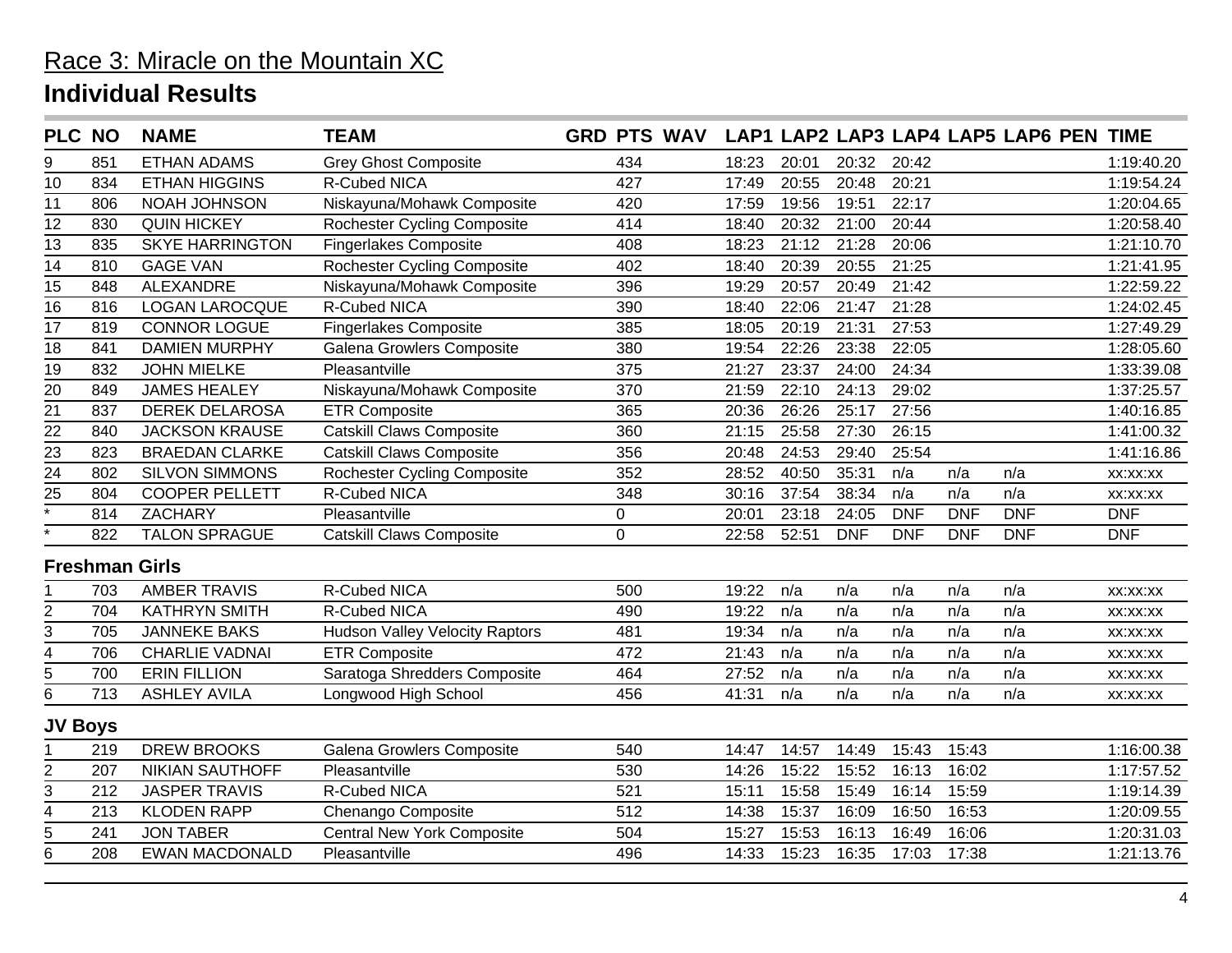# Race 3: Miracle on the Mountain XC

## Individual Results

| PLC | NO | NAME | TEAM | GRD | PTS | WAV | LAP1 | LAP2 | LAP3 | LAP4 | LAP5 | LAP6 | PEN | TIME |
|---|---|---|---|---|---|---|---|---|---|---|---|---|---|---|
| 9 | 851 | ETHAN ADAMS | Grey Ghost Composite | | 434 | | 18:23 | 20:01 | 20:32 | 20:42 | | | | 1:19:40.20 |
| 10 | 834 | ETHAN HIGGINS | R-Cubed NICA | | 427 | | 17:49 | 20:55 | 20:48 | 20:21 | | | | 1:19:54.24 |
| 11 | 806 | NOAH JOHNSON | Niskayuna/Mohawk Composite | | 420 | | 17:59 | 19:56 | 19:51 | 22:17 | | | | 1:20:04.65 |
| 12 | 830 | QUIN HICKEY | Rochester Cycling Composite | | 414 | | 18:40 | 20:32 | 21:00 | 20:44 | | | | 1:20:58.40 |
| 13 | 835 | SKYE HARRINGTON | Fingerlakes Composite | | 408 | | 18:23 | 21:12 | 21:28 | 20:06 | | | | 1:21:10.70 |
| 14 | 810 | GAGE VAN | Rochester Cycling Composite | | 402 | | 18:40 | 20:39 | 20:55 | 21:25 | | | | 1:21:41.95 |
| 15 | 848 | ALEXANDRE | Niskayuna/Mohawk Composite | | 396 | | 19:29 | 20:57 | 20:49 | 21:42 | | | | 1:22:59.22 |
| 16 | 816 | LOGAN LAROCQUE | R-Cubed NICA | | 390 | | 18:40 | 22:06 | 21:47 | 21:28 | | | | 1:24:02.45 |
| 17 | 819 | CONNOR LOGUE | Fingerlakes Composite | | 385 | | 18:05 | 20:19 | 21:31 | 27:53 | | | | 1:27:49.29 |
| 18 | 841 | DAMIEN MURPHY | Galena Growlers Composite | | 380 | | 19:54 | 22:26 | 23:38 | 22:05 | | | | 1:28:05.60 |
| 19 | 832 | JOHN MIELKE | Pleasantville | | 375 | | 21:27 | 23:37 | 24:00 | 24:34 | | | | 1:33:39.08 |
| 20 | 849 | JAMES HEALEY | Niskayuna/Mohawk Composite | | 370 | | 21:59 | 22:10 | 24:13 | 29:02 | | | | 1:37:25.57 |
| 21 | 837 | DEREK DELAROSA | ETR Composite | | 365 | | 20:36 | 26:26 | 25:17 | 27:56 | | | | 1:40:16.85 |
| 22 | 840 | JACKSON KRAUSE | Catskill Claws Composite | | 360 | | 21:15 | 25:58 | 27:30 | 26:15 | | | | 1:41:00.32 |
| 23 | 823 | BRAEDAN CLARKE | Catskill Claws Composite | | 356 | | 20:48 | 24:53 | 29:40 | 25:54 | | | | 1:41:16.86 |
| 24 | 802 | SILVON SIMMONS | Rochester Cycling Composite | | 352 | | 28:52 | 40:50 | 35:31 | n/a | n/a | n/a | | xx:xx:xx |
| 25 | 804 | COOPER PELLETT | R-Cubed NICA | | 348 | | 30:16 | 37:54 | 38:34 | n/a | n/a | n/a | | xx:xx:xx |
| * | 814 | ZACHARY | Pleasantville | | 0 | | 20:01 | 23:18 | 24:05 | DNF | DNF | DNF | | DNF |
| * | 822 | TALON SPRAGUE | Catskill Claws Composite | | 0 | | 22:58 | 52:51 | DNF | DNF | DNF | DNF | | DNF |

### Freshman Girls

| PLC | NO | NAME | TEAM | GRD | PTS | WAV | LAP1 | LAP2 | LAP3 | LAP4 | LAP5 | LAP6 | PEN | TIME |
|---|---|---|---|---|---|---|---|---|---|---|---|---|---|---|
| 1 | 703 | AMBER TRAVIS | R-Cubed NICA | | 500 | | 19:22 | n/a | n/a | n/a | n/a | n/a | | xx:xx:xx |
| 2 | 704 | KATHRYN SMITH | R-Cubed NICA | | 490 | | 19:22 | n/a | n/a | n/a | n/a | n/a | | xx:xx:xx |
| 3 | 705 | JANNEKE BAKS | Hudson Valley Velocity Raptors | | 481 | | 19:34 | n/a | n/a | n/a | n/a | n/a | | xx:xx:xx |
| 4 | 706 | CHARLIE VADNAI | ETR Composite | | 472 | | 21:43 | n/a | n/a | n/a | n/a | n/a | | xx:xx:xx |
| 5 | 700 | ERIN FILLION | Saratoga Shredders Composite | | 464 | | 27:52 | n/a | n/a | n/a | n/a | n/a | | xx:xx:xx |
| 6 | 713 | ASHLEY AVILA | Longwood High School | | 456 | | 41:31 | n/a | n/a | n/a | n/a | n/a | | xx:xx:xx |

### JV Boys

| PLC | NO | NAME | TEAM | GRD | PTS | WAV | LAP1 | LAP2 | LAP3 | LAP4 | LAP5 | LAP6 | PEN | TIME |
|---|---|---|---|---|---|---|---|---|---|---|---|---|---|---|
| 1 | 219 | DREW BROOKS | Galena Growlers Composite | | 540 | | 14:47 | 14:57 | 14:49 | 15:43 | 15:43 | | | 1:16:00.38 |
| 2 | 207 | NIKIAN SAUTHOFF | Pleasantville | | 530 | | 14:26 | 15:22 | 15:52 | 16:13 | 16:02 | | | 1:17:57.52 |
| 3 | 212 | JASPER TRAVIS | R-Cubed NICA | | 521 | | 15:11 | 15:58 | 15:49 | 16:14 | 15:59 | | | 1:19:14.39 |
| 4 | 213 | KLODEN RAPP | Chenango Composite | | 512 | | 14:38 | 15:37 | 16:09 | 16:50 | 16:53 | | | 1:20:09.55 |
| 5 | 241 | JON TABER | Central New York Composite | | 504 | | 15:27 | 15:53 | 16:13 | 16:49 | 16:06 | | | 1:20:31.03 |
| 6 | 208 | EWAN MACDONALD | Pleasantville | | 496 | | 14:33 | 15:23 | 16:35 | 17:03 | 17:38 | | | 1:21:13.76 |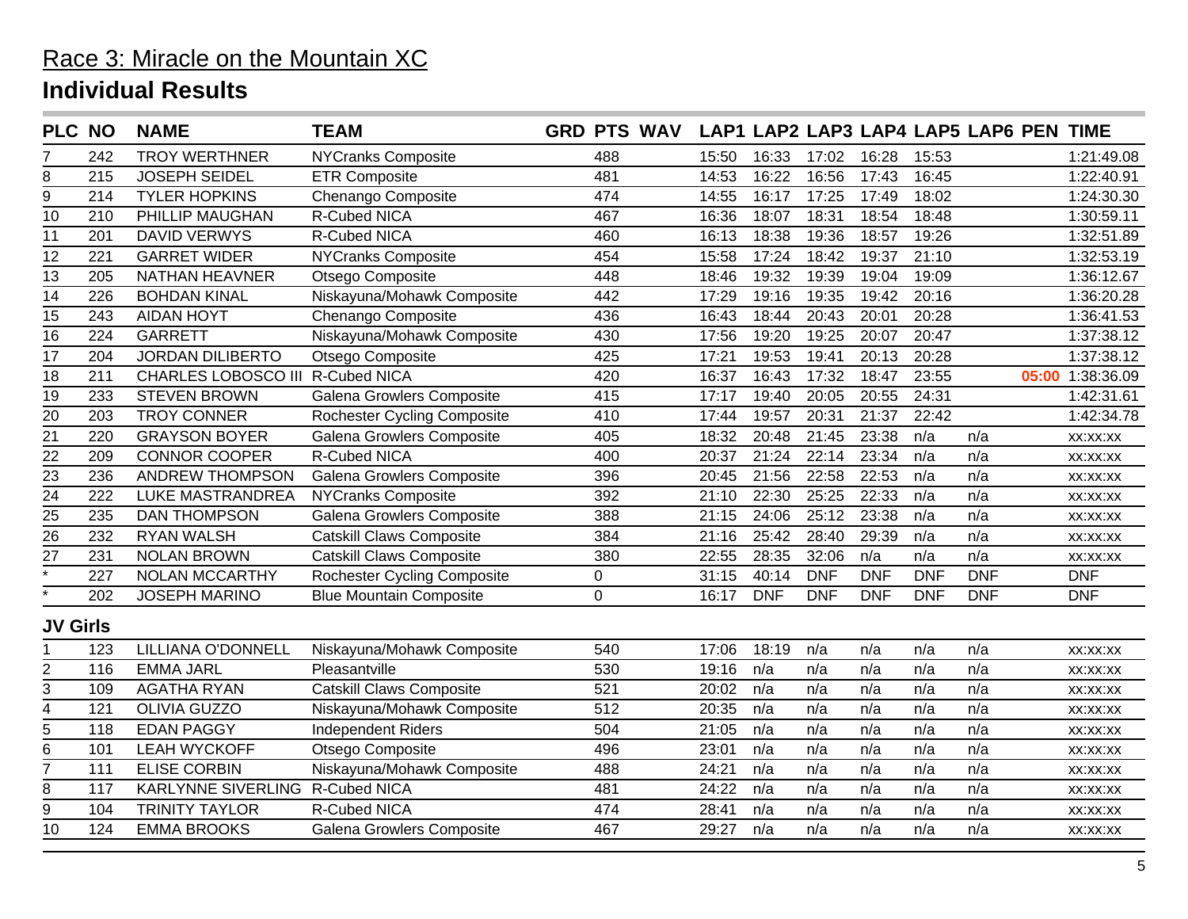# Race 3: Miracle on the Mountain XC

## Individual Results

| PLC | NO | NAME | TEAM | GRD | PTS | WAV | LAP1 | LAP2 | LAP3 | LAP4 | LAP5 | LAP6 | PEN | TIME |
|---|---|---|---|---|---|---|---|---|---|---|---|---|---|---|
| 7 | 242 | TROY WERTHNER | NYCranks Composite | | 488 | | 15:50 | 16:33 | 17:02 | 16:28 | 15:53 | | | 1:21:49.08 |
| 8 | 215 | JOSEPH SEIDEL | ETR Composite | | 481 | | 14:53 | 16:22 | 16:56 | 17:43 | 16:45 | | | 1:22:40.91 |
| 9 | 214 | TYLER HOPKINS | Chenango Composite | | 474 | | 14:55 | 16:17 | 17:25 | 17:49 | 18:02 | | | 1:24:30.30 |
| 10 | 210 | PHILLIP MAUGHAN | R-Cubed NICA | | 467 | | 16:36 | 18:07 | 18:31 | 18:54 | 18:48 | | | 1:30:59.11 |
| 11 | 201 | DAVID VERWYS | R-Cubed NICA | | 460 | | 16:13 | 18:38 | 19:36 | 18:57 | 19:26 | | | 1:32:51.89 |
| 12 | 221 | GARRET WIDER | NYCranks Composite | | 454 | | 15:58 | 17:24 | 18:42 | 19:37 | 21:10 | | | 1:32:53.19 |
| 13 | 205 | NATHAN HEAVNER | Otsego Composite | | 448 | | 18:46 | 19:32 | 19:39 | 19:04 | 19:09 | | | 1:36:12.67 |
| 14 | 226 | BOHDAN KINAL | Niskayuna/Mohawk Composite | | 442 | | 17:29 | 19:16 | 19:35 | 19:42 | 20:16 | | | 1:36:20.28 |
| 15 | 243 | AIDAN HOYT | Chenango Composite | | 436 | | 16:43 | 18:44 | 20:43 | 20:01 | 20:28 | | | 1:36:41.53 |
| 16 | 224 | GARRETT | Niskayuna/Mohawk Composite | | 430 | | 17:56 | 19:20 | 19:25 | 20:07 | 20:47 | | | 1:37:38.12 |
| 17 | 204 | JORDAN DILIBERTO | Otsego Composite | | 425 | | 17:21 | 19:53 | 19:41 | 20:13 | 20:28 | | | 1:37:38.12 |
| 18 | 211 | CHARLES LOBOSCO III | R-Cubed NICA | | 420 | | 16:37 | 16:43 | 17:32 | 18:47 | 23:55 | | 05:00 | 1:38:36.09 |
| 19 | 233 | STEVEN BROWN | Galena Growlers Composite | | 415 | | 17:17 | 19:40 | 20:05 | 20:55 | 24:31 | | | 1:42:31.61 |
| 20 | 203 | TROY CONNER | Rochester Cycling Composite | | 410 | | 17:44 | 19:57 | 20:31 | 21:37 | 22:42 | | | 1:42:34.78 |
| 21 | 220 | GRAYSON BOYER | Galena Growlers Composite | | 405 | | 18:32 | 20:48 | 21:45 | 23:38 | n/a | n/a | | xx:xx:xx |
| 22 | 209 | CONNOR COOPER | R-Cubed NICA | | 400 | | 20:37 | 21:24 | 22:14 | 23:34 | n/a | n/a | | xx:xx:xx |
| 23 | 236 | ANDREW THOMPSON | Galena Growlers Composite | | 396 | | 20:45 | 21:56 | 22:58 | 22:53 | n/a | n/a | | xx:xx:xx |
| 24 | 222 | LUKE MASTRANDREA | NYCranks Composite | | 392 | | 21:10 | 22:30 | 25:25 | 22:33 | n/a | n/a | | xx:xx:xx |
| 25 | 235 | DAN THOMPSON | Galena Growlers Composite | | 388 | | 21:15 | 24:06 | 25:12 | 23:38 | n/a | n/a | | xx:xx:xx |
| 26 | 232 | RYAN WALSH | Catskill Claws Composite | | 384 | | 21:16 | 25:42 | 28:40 | 29:39 | n/a | n/a | | xx:xx:xx |
| 27 | 231 | NOLAN BROWN | Catskill Claws Composite | | 380 | | 22:55 | 28:35 | 32:06 | n/a | n/a | n/a | | xx:xx:xx |
| * | 227 | NOLAN MCCARTHY | Rochester Cycling Composite | | 0 | | 31:15 | 40:14 | DNF | DNF | DNF | DNF | | DNF |
| * | 202 | JOSEPH MARINO | Blue Mountain Composite | | 0 | | 16:17 | DNF | DNF | DNF | DNF | DNF | | DNF |

### JV Girls

| PLC | NO | NAME | TEAM | GRD | PTS | WAV | LAP1 | LAP2 | LAP3 | LAP4 | LAP5 | LAP6 | PEN | TIME |
|---|---|---|---|---|---|---|---|---|---|---|---|---|---|---|
| 1 | 123 | LILLIANA O'DONNELL | Niskayuna/Mohawk Composite | | 540 | | 17:06 | 18:19 | n/a | n/a | n/a | n/a | | xx:xx:xx |
| 2 | 116 | EMMA JARL | Pleasantville | | 530 | | 19:16 | n/a | n/a | n/a | n/a | n/a | | xx:xx:xx |
| 3 | 109 | AGATHA RYAN | Catskill Claws Composite | | 521 | | 20:02 | n/a | n/a | n/a | n/a | n/a | | xx:xx:xx |
| 4 | 121 | OLIVIA GUZZO | Niskayuna/Mohawk Composite | | 512 | | 20:35 | n/a | n/a | n/a | n/a | n/a | | xx:xx:xx |
| 5 | 118 | EDAN PAGGY | Independent Riders | | 504 | | 21:05 | n/a | n/a | n/a | n/a | n/a | | xx:xx:xx |
| 6 | 101 | LEAH WYCKOFF | Otsego Composite | | 496 | | 23:01 | n/a | n/a | n/a | n/a | n/a | | xx:xx:xx |
| 7 | 111 | ELISE CORBIN | Niskayuna/Mohawk Composite | | 488 | | 24:21 | n/a | n/a | n/a | n/a | n/a | | xx:xx:xx |
| 8 | 117 | KARLYNNE SIVERLING | R-Cubed NICA | | 481 | | 24:22 | n/a | n/a | n/a | n/a | n/a | | xx:xx:xx |
| 9 | 104 | TRINITY TAYLOR | R-Cubed NICA | | 474 | | 28:41 | n/a | n/a | n/a | n/a | n/a | | xx:xx:xx |
| 10 | 124 | EMMA BROOKS | Galena Growlers Composite | | 467 | | 29:27 | n/a | n/a | n/a | n/a | n/a | | xx:xx:xx |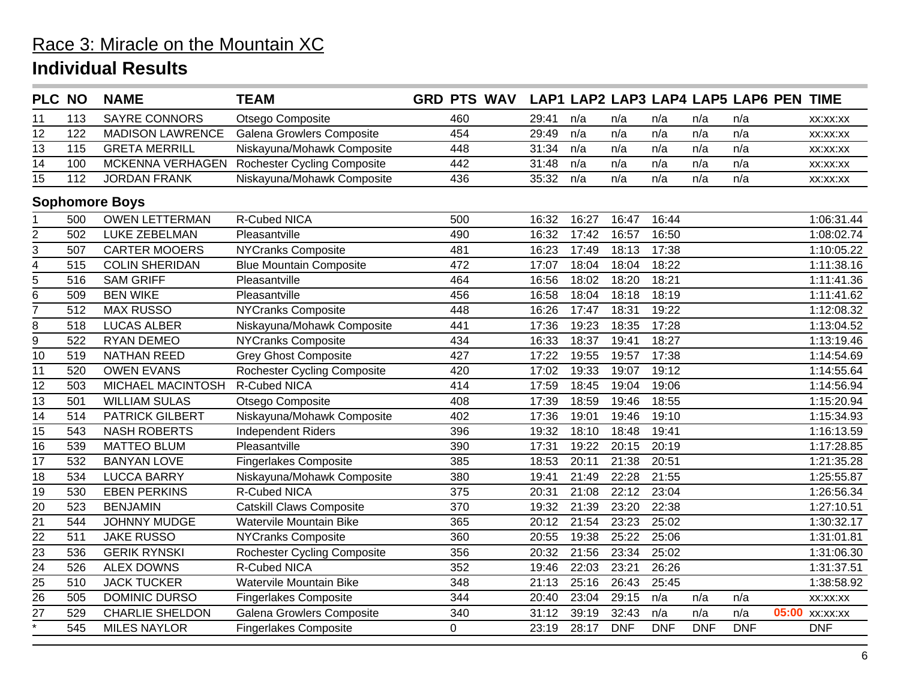# Race 3: Miracle on the Mountain XC

## Individual Results

| PLC | NO | NAME | TEAM | GRD | PTS | WAV | LAP1 | LAP2 | LAP3 | LAP4 | LAP5 | LAP6 | PEN | TIME |
|---|---|---|---|---|---|---|---|---|---|---|---|---|---|---|
| 11 | 113 | SAYRE CONNORS | Otsego Composite | | 460 | | 29:41 | n/a | n/a | n/a | n/a | n/a | | xx:xx:xx |
| 12 | 122 | MADISON LAWRENCE | Galena Growlers Composite | | 454 | | 29:49 | n/a | n/a | n/a | n/a | n/a | | xx:xx:xx |
| 13 | 115 | GRETA MERRILL | Niskayuna/Mohawk Composite | | 448 | | 31:34 | n/a | n/a | n/a | n/a | n/a | | xx:xx:xx |
| 14 | 100 | MCKENNA VERHAGEN | Rochester Cycling Composite | | 442 | | 31:48 | n/a | n/a | n/a | n/a | n/a | | xx:xx:xx |
| 15 | 112 | JORDAN FRANK | Niskayuna/Mohawk Composite | | 436 | | 35:32 | n/a | n/a | n/a | n/a | n/a | | xx:xx:xx |
| **Sophomore Boys** | | | | | | | | | | | | | | |
| 1 | 500 | OWEN LETTERMAN | R-Cubed NICA | | 500 | | 16:32 | 16:27 | 16:47 | 16:44 | | | | 1:06:31.44 |
| 2 | 502 | LUKE ZEBELMAN | Pleasantville | | 490 | | 16:32 | 17:42 | 16:57 | 16:50 | | | | 1:08:02.74 |
| 3 | 507 | CARTER MOOERS | NYCranks Composite | | 481 | | 16:23 | 17:49 | 18:13 | 17:38 | | | | 1:10:05.22 |
| 4 | 515 | COLIN SHERIDAN | Blue Mountain Composite | | 472 | | 17:07 | 18:04 | 18:04 | 18:22 | | | | 1:11:38.16 |
| 5 | 516 | SAM GRIFF | Pleasantville | | 464 | | 16:56 | 18:02 | 18:20 | 18:21 | | | | 1:11:41.36 |
| 6 | 509 | BEN WIKE | Pleasantville | | 456 | | 16:58 | 18:04 | 18:18 | 18:19 | | | | 1:11:41.62 |
| 7 | 512 | MAX RUSSO | NYCranks Composite | | 448 | | 16:26 | 17:47 | 18:31 | 19:22 | | | | 1:12:08.32 |
| 8 | 518 | LUCAS ALBER | Niskayuna/Mohawk Composite | | 441 | | 17:36 | 19:23 | 18:35 | 17:28 | | | | 1:13:04.52 |
| 9 | 522 | RYAN DEMEO | NYCranks Composite | | 434 | | 16:33 | 18:37 | 19:41 | 18:27 | | | | 1:13:19.46 |
| 10 | 519 | NATHAN REED | Grey Ghost Composite | | 427 | | 17:22 | 19:55 | 19:57 | 17:38 | | | | 1:14:54.69 |
| 11 | 520 | OWEN EVANS | Rochester Cycling Composite | | 420 | | 17:02 | 19:33 | 19:07 | 19:12 | | | | 1:14:55.64 |
| 12 | 503 | MICHAEL MACINTOSH | R-Cubed NICA | | 414 | | 17:59 | 18:45 | 19:04 | 19:06 | | | | 1:14:56.94 |
| 13 | 501 | WILLIAM SULAS | Otsego Composite | | 408 | | 17:39 | 18:59 | 19:46 | 18:55 | | | | 1:15:20.94 |
| 14 | 514 | PATRICK GILBERT | Niskayuna/Mohawk Composite | | 402 | | 17:36 | 19:01 | 19:46 | 19:10 | | | | 1:15:34.93 |
| 15 | 543 | NASH ROBERTS | Independent Riders | | 396 | | 19:32 | 18:10 | 18:48 | 19:41 | | | | 1:16:13.59 |
| 16 | 539 | MATTEO BLUM | Pleasantville | | 390 | | 17:31 | 19:22 | 20:15 | 20:19 | | | | 1:17:28.85 |
| 17 | 532 | BANYAN LOVE | Fingerlakes Composite | | 385 | | 18:53 | 20:11 | 21:38 | 20:51 | | | | 1:21:35.28 |
| 18 | 534 | LUCCA BARRY | Niskayuna/Mohawk Composite | | 380 | | 19:41 | 21:49 | 22:28 | 21:55 | | | | 1:25:55.87 |
| 19 | 530 | EBEN PERKINS | R-Cubed NICA | | 375 | | 20:31 | 21:08 | 22:12 | 23:04 | | | | 1:26:56.34 |
| 20 | 523 | BENJAMIN | Catskill Claws Composite | | 370 | | 19:32 | 21:39 | 23:20 | 22:38 | | | | 1:27:10.51 |
| 21 | 544 | JOHNNY MUDGE | Watervile Mountain Bike | | 365 | | 20:12 | 21:54 | 23:23 | 25:02 | | | | 1:30:32.17 |
| 22 | 511 | JAKE RUSSO | NYCranks Composite | | 360 | | 20:55 | 19:38 | 25:22 | 25:06 | | | | 1:31:01.81 |
| 23 | 536 | GERIK RYNSKI | Rochester Cycling Composite | | 356 | | 20:32 | 21:56 | 23:34 | 25:02 | | | | 1:31:06.30 |
| 24 | 526 | ALEX DOWNS | R-Cubed NICA | | 352 | | 19:46 | 22:03 | 23:21 | 26:26 | | | | 1:31:37.51 |
| 25 | 510 | JACK TUCKER | Watervile Mountain Bike | | 348 | | 21:13 | 25:16 | 26:43 | 25:45 | | | | 1:38:58.92 |
| 26 | 505 | DOMINIC DURSO | Fingerlakes Composite | | 344 | | 20:40 | 23:04 | 29:15 | n/a | n/a | n/a | | xx:xx:xx |
| 27 | 529 | CHARLIE SHELDON | Galena Growlers Composite | | 340 | | 31:12 | 39:19 | 32:43 | n/a | n/a | n/a | 05:00 | xx:xx:xx |
| * | 545 | MILES NAYLOR | Fingerlakes Composite | | 0 | | 23:19 | 28:17 | DNF | DNF | DNF | DNF | | DNF |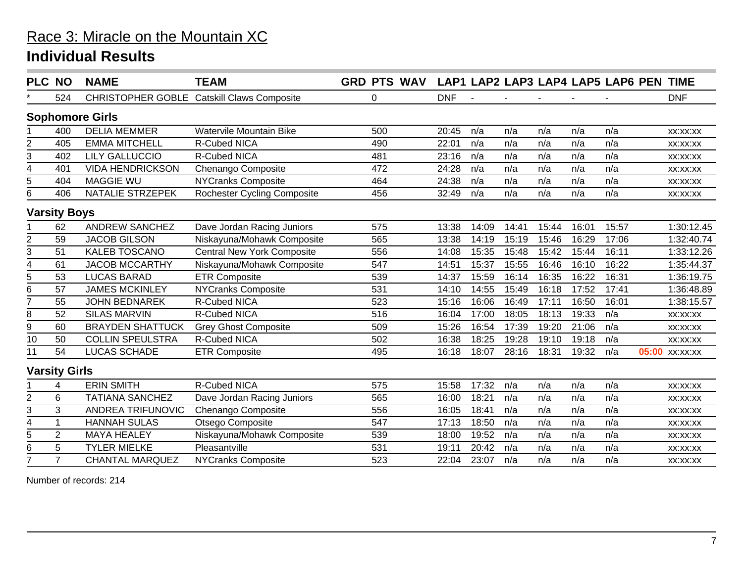# Race 3: Miracle on the Mountain XC

## Individual Results

| PLC | NO | NAME | TEAM | GRD | PTS | WAV | LAP1 | LAP2 | LAP3 | LAP4 | LAP5 | LAP6 | PEN | TIME |
|---|---|---|---|---|---|---|---|---|---|---|---|---|---|---|
| * | 524 | CHRISTOPHER GOBLE | Catskill Claws Composite | | 0 | | DNF | - | - | - | - | - | | DNF |
| **Sophomore Girls** | | | | | | | | | | | | | | |
| 1 | 400 | DELIA MEMMER | Watervile Mountain Bike | | 500 | | 20:45 | n/a | n/a | n/a | n/a | n/a | | xx:xx:xx |
| 2 | 405 | EMMA MITCHELL | R-Cubed NICA | | 490 | | 22:01 | n/a | n/a | n/a | n/a | n/a | | xx:xx:xx |
| 3 | 402 | LILY GALLUCCIO | R-Cubed NICA | | 481 | | 23:16 | n/a | n/a | n/a | n/a | n/a | | xx:xx:xx |
| 4 | 401 | VIDA HENDRICKSON | Chenango Composite | | 472 | | 24:28 | n/a | n/a | n/a | n/a | n/a | | xx:xx:xx |
| 5 | 404 | MAGGIE WU | NYCranks Composite | | 464 | | 24:38 | n/a | n/a | n/a | n/a | n/a | | xx:xx:xx |
| 6 | 406 | NATALIE STRZEPEK | Rochester Cycling Composite | | 456 | | 32:49 | n/a | n/a | n/a | n/a | n/a | | xx:xx:xx |
| **Varsity Boys** | | | | | | | | | | | | | | |
| 1 | 62 | ANDREW SANCHEZ | Dave Jordan Racing Juniors | | 575 | | 13:38 | 14:09 | 14:41 | 15:44 | 16:01 | 15:57 | | 1:30:12.45 |
| 2 | 59 | JACOB GILSON | Niskayuna/Mohawk Composite | | 565 | | 13:38 | 14:19 | 15:19 | 15:46 | 16:29 | 17:06 | | 1:32:40.74 |
| 3 | 51 | KALEB TOSCANO | Central New York Composite | | 556 | | 14:08 | 15:35 | 15:48 | 15:42 | 15:44 | 16:11 | | 1:33:12.26 |
| 4 | 61 | JACOB MCCARTHY | Niskayuna/Mohawk Composite | | 547 | | 14:51 | 15:37 | 15:55 | 16:46 | 16:10 | 16:22 | | 1:35:44.37 |
| 5 | 53 | LUCAS BARAD | ETR Composite | | 539 | | 14:37 | 15:59 | 16:14 | 16:35 | 16:22 | 16:31 | | 1:36:19.75 |
| 6 | 57 | JAMES MCKINLEY | NYCranks Composite | | 531 | | 14:10 | 14:55 | 15:49 | 16:18 | 17:52 | 17:41 | | 1:36:48.89 |
| 7 | 55 | JOHN BEDNAREK | R-Cubed NICA | | 523 | | 15:16 | 16:06 | 16:49 | 17:11 | 16:50 | 16:01 | | 1:38:15.57 |
| 8 | 52 | SILAS MARVIN | R-Cubed NICA | | 516 | | 16:04 | 17:00 | 18:05 | 18:13 | 19:33 | n/a | | xx:xx:xx |
| 9 | 60 | BRAYDEN SHATTUCK | Grey Ghost Composite | | 509 | | 15:26 | 16:54 | 17:39 | 19:20 | 21:06 | n/a | | xx:xx:xx |
| 10 | 50 | COLLIN SPEULSTRA | R-Cubed NICA | | 502 | | 16:38 | 18:25 | 19:28 | 19:10 | 19:18 | n/a | | xx:xx:xx |
| 11 | 54 | LUCAS SCHADE | ETR Composite | | 495 | | 16:18 | 18:07 | 28:16 | 18:31 | 19:32 | n/a | 05:00 | xx:xx:xx |
| **Varsity Girls** | | | | | | | | | | | | | | |
| 1 | 4 | ERIN SMITH | R-Cubed NICA | | 575 | | 15:58 | 17:32 | n/a | n/a | n/a | n/a | | xx:xx:xx |
| 2 | 6 | TATIANA SANCHEZ | Dave Jordan Racing Juniors | | 565 | | 16:00 | 18:21 | n/a | n/a | n/a | n/a | | xx:xx:xx |
| 3 | 3 | ANDREA TRIFUNOVIC | Chenango Composite | | 556 | | 16:05 | 18:41 | n/a | n/a | n/a | n/a | | xx:xx:xx |
| 4 | 1 | HANNAH SULAS | Otsego Composite | | 547 | | 17:13 | 18:50 | n/a | n/a | n/a | n/a | | xx:xx:xx |
| 5 | 2 | MAYA HEALEY | Niskayuna/Mohawk Composite | | 539 | | 18:00 | 19:52 | n/a | n/a | n/a | n/a | | xx:xx:xx |
| 6 | 5 | TYLER MIELKE | Pleasantville | | 531 | | 19:11 | 20:42 | n/a | n/a | n/a | n/a | | xx:xx:xx |
| 7 | 7 | CHANTAL MARQUEZ | NYCranks Composite | | 523 | | 22:04 | 23:07 | n/a | n/a | n/a | n/a | | xx:xx:xx |

Number of records: 214